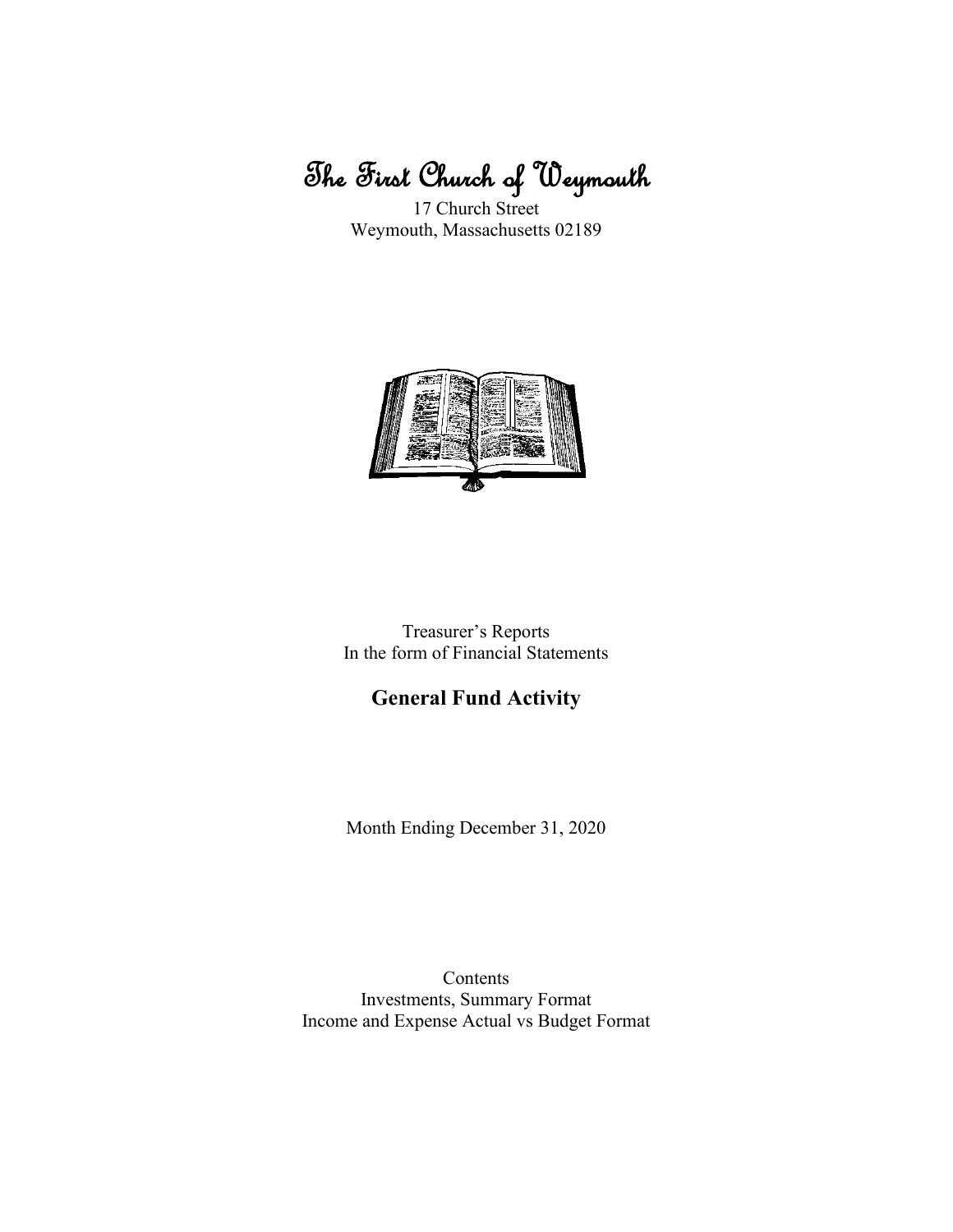# The First Church of Weymouth

17 Church Street
Weymouth, Massachusetts 02189

Treasurer's Reports
In the form of Financial Statements

## General Fund Activity

Month Ending December 31, 2020

Contents
Investments, Summary Format
Income and Expense Actual vs Budget Format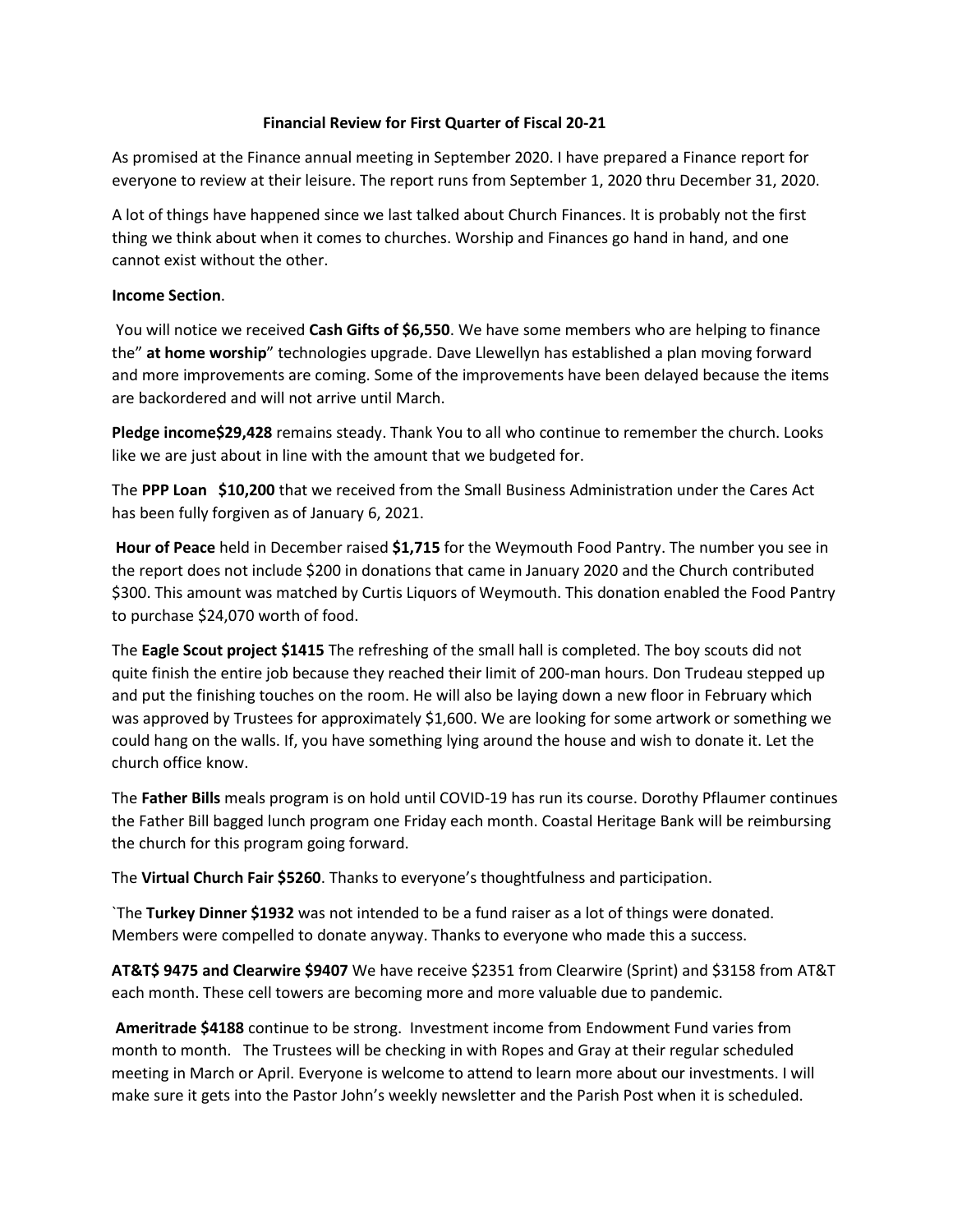**Financial Review for First Quarter of Fiscal 20-21**

As promised at the Finance annual meeting in September 2020. I have prepared a Finance report for everyone to review at their leisure. The report runs from September 1, 2020 thru December 31, 2020.

A lot of things have happened since we last talked about Church Finances. It is probably not the first thing we think about when it comes to churches. Worship and Finances go hand in hand, and one cannot exist without the other.

**Income Section**.

You will notice we received **Cash Gifts of $6,550**. We have some members who are helping to finance the" **at home worship**" technologies upgrade. Dave Llewellyn has established a plan moving forward and more improvements are coming. Some of the improvements have been delayed because the items are backordered and will not arrive until March.

**Pledge income$29,428** remains steady. Thank You to all who continue to remember the church. Looks like we are just about in line with the amount that we budgeted for.

The **PPP Loan $10,200** that we received from the Small Business Administration under the Cares Act has been fully forgiven as of January 6, 2021.

**Hour of Peace** held in December raised **$1,715** for the Weymouth Food Pantry. The number you see in the report does not include $200 in donations that came in January 2020 and the Church contributed $300. This amount was matched by Curtis Liquors of Weymouth. This donation enabled the Food Pantry to purchase $24,070 worth of food.

The **Eagle Scout project $1415** The refreshing of the small hall is completed. The boy scouts did not quite finish the entire job because they reached their limit of 200-man hours. Don Trudeau stepped up and put the finishing touches on the room. He will also be laying down a new floor in February which was approved by Trustees for approximately $1,600. We are looking for some artwork or something we could hang on the walls. If, you have something lying around the house and wish to donate it. Let the church office know.

The **Father Bills** meals program is on hold until COVID-19 has run its course. Dorothy Pflaumer continues the Father Bill bagged lunch program one Friday each month. Coastal Heritage Bank will be reimbursing the church for this program going forward.

The **Virtual Church Fair $5260**. Thanks to everyone's thoughtfulness and participation.

`The **Turkey Dinner $1932** was not intended to be a fund raiser as a lot of things were donated. Members were compelled to donate anyway. Thanks to everyone who made this a success.

**AT&T$ 9475 and Clearwire $9407** We have receive $2351 from Clearwire (Sprint) and $3158 from AT&T each month. These cell towers are becoming more and more valuable due to pandemic.

**Ameritrade $4188** continue to be strong. Investment income from Endowment Fund varies from month to month. The Trustees will be checking in with Ropes and Gray at their regular scheduled meeting in March or April. Everyone is welcome to attend to learn more about our investments. I will make sure it gets into the Pastor John's weekly newsletter and the Parish Post when it is scheduled.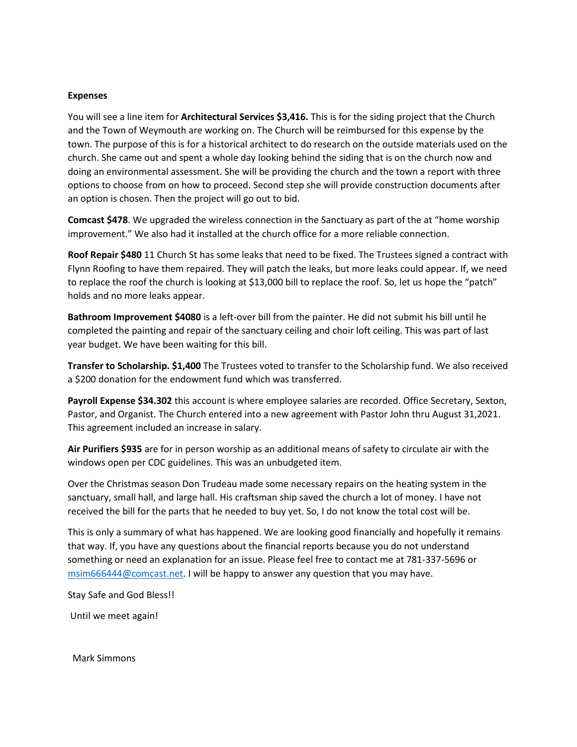**Expenses**

You will see a line item for **Architectural Services $3,416.** This is for the siding project that the Church and the Town of Weymouth are working on. The Church will be reimbursed for this expense by the town. The purpose of this is for a historical architect to do research on the outside materials used on the church. She came out and spent a whole day looking behind the siding that is on the church now and doing an environmental assessment. She will be providing the church and the town a report with three options to choose from on how to proceed. Second step she will provide construction documents after an option is chosen. Then the project will go out to bid.

**Comcast $478**. We upgraded the wireless connection in the Sanctuary as part of the at "home worship improvement." We also had it installed at the church office for a more reliable connection.

**Roof Repair $480** 11 Church St has some leaks that need to be fixed. The Trustees signed a contract with Flynn Roofing to have them repaired. They will patch the leaks, but more leaks could appear. If, we need to replace the roof the church is looking at $13,000 bill to replace the roof. So, let us hope the "patch" holds and no more leaks appear.

**Bathroom Improvement $4080** is a left-over bill from the painter. He did not submit his bill until he completed the painting and repair of the sanctuary ceiling and choir loft ceiling. This was part of last year budget. We have been waiting for this bill.

**Transfer to Scholarship. $1,400** The Trustees voted to transfer to the Scholarship fund. We also received a $200 donation for the endowment fund which was transferred.

**Payroll Expense $34.302** this account is where employee salaries are recorded. Office Secretary, Sexton, Pastor, and Organist. The Church entered into a new agreement with Pastor John thru August 31,2021. This agreement included an increase in salary.

**Air Purifiers $935** are for in person worship as an additional means of safety to circulate air with the windows open per CDC guidelines. This was an unbudgeted item.

Over the Christmas season Don Trudeau made some necessary repairs on the heating system in the sanctuary, small hall, and large hall. His craftsman ship saved the church a lot of money. I have not received the bill for the parts that he needed to buy yet. So, I do not know the total cost will be.

This is only a summary of what has happened. We are looking good financially and hopefully it remains that way. If, you have any questions about the financial reports because you do not understand something or need an explanation for an issue. Please feel free to contact me at 781-337-5696 or msim666444@comcast.net. I will be happy to answer any question that you may have.

Stay Safe and God Bless!!

Until we meet again!

Mark Simmons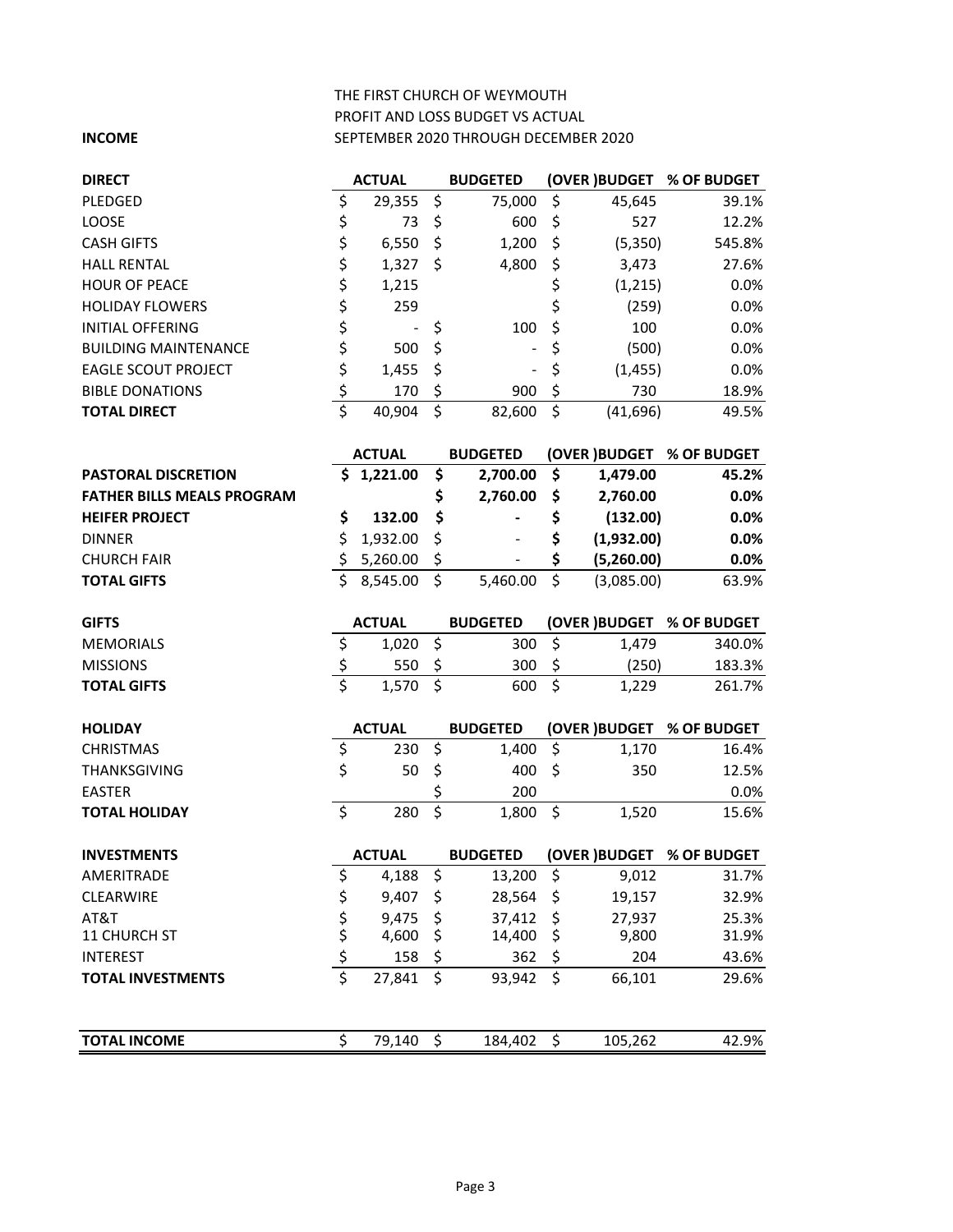# THE FIRST CHURCH OF WEYMOUTH

## PROFIT AND LOSS BUDGET VS ACTUAL

**INCOME** SEPTEMBER 2020 THROUGH DECEMBER 2020

| **DIRECT** | **ACTUAL** | **BUDGETED** | **(OVER )BUDGET** | **% OF BUDGET** |
|---|---|---|---|---|
| PLEDGED | $ 29,355 | $ 75,000 | $ 45,645 | 39.1% |
| LOOSE | $ 73 | $ 600 | $ 527 | 12.2% |
| CASH GIFTS | $ 6,550 | $ 1,200 | $ (5,350) | 545.8% |
| HALL RENTAL | $ 1,327 | $ 4,800 | $ 3,473 | 27.6% |
| HOUR OF PEACE | $ 1,215 | | $ (1,215) | 0.0% |
| HOLIDAY FLOWERS | $ 259 | | $ (259) | 0.0% |
| INITIAL OFFERING | $ - | $ 100 | $ 100 | 0.0% |
| BUILDING MAINTENANCE | $ 500 | $ - | $ (500) | 0.0% |
| EAGLE SCOUT PROJECT | $ 1,455 | $ - | $ (1,455) | 0.0% |
| BIBLE DONATIONS | $ 170 | $ 900 | $ 730 | 18.9% |
| **TOTAL DIRECT** | $ 40,904 | $ 82,600 | $ (41,696) | 49.5% |

| | **ACTUAL** | **BUDGETED** | **(OVER )BUDGET** | **% OF BUDGET** |
|---|---|---|---|---|
| **PASTORAL DISCRETION** | **$ 1,221.00** | **$ 2,700.00** | **$ 1,479.00** | **45.2%** |
| **FATHER BILLS MEALS PROGRAM** | | **$ 2,760.00** | **$ 2,760.00** | **0.0%** |
| **HEIFER PROJECT** | **$ 132.00** | **$ -** | **$ (132.00)** | **0.0%** |
| DINNER | $ 1,932.00 | $ - | **$ (1,932.00)** | **0.0%** |
| CHURCH FAIR | $ 5,260.00 | $ - | **$ (5,260.00)** | **0.0%** |
| **TOTAL GIFTS** | $ 8,545.00 | $ 5,460.00 | $ (3,085.00) | 63.9% |

| **GIFTS** | **ACTUAL** | **BUDGETED** | **(OVER )BUDGET** | **% OF BUDGET** |
|---|---|---|---|---|
| MEMORIALS | $ 1,020 | $ 300 | $ 1,479 | 340.0% |
| MISSIONS | $ 550 | $ 300 | $ (250) | 183.3% |
| **TOTAL GIFTS** | $ 1,570 | $ 600 | $ 1,229 | 261.7% |

| **HOLIDAY** | **ACTUAL** | **BUDGETED** | **(OVER )BUDGET** | **% OF BUDGET** |
|---|---|---|---|---|
| CHRISTMAS | $ 230 | $ 1,400 | $ 1,170 | 16.4% |
| THANKSGIVING | $ 50 | $ 400 | $ 350 | 12.5% |
| EASTER | | $ 200 | | 0.0% |
| **TOTAL HOLIDAY** | $ 280 | $ 1,800 | $ 1,520 | 15.6% |

| **INVESTMENTS** | **ACTUAL** | **BUDGETED** | **(OVER )BUDGET** | **% OF BUDGET** |
|---|---|---|---|---|
| AMERITRADE | $ 4,188 | $ 13,200 | $ 9,012 | 31.7% |
| CLEARWIRE | $ 9,407 | $ 28,564 | $ 19,157 | 32.9% |
| AT&T | $ 9,475 | $ 37,412 | $ 27,937 | 25.3% |
| 11 CHURCH ST | $ 4,600 | $ 14,400 | $ 9,800 | 31.9% |
| INTEREST | $ 158 | $ 362 | $ 204 | 43.6% |
| **TOTAL INVESTMENTS** | $ 27,841 | $ 93,942 | $ 66,101 | 29.6% |

| | | | | |
|---|---|---|---|---|
| **TOTAL INCOME** | $ 79,140 | $ 184,402 | $ 105,262 | 42.9% |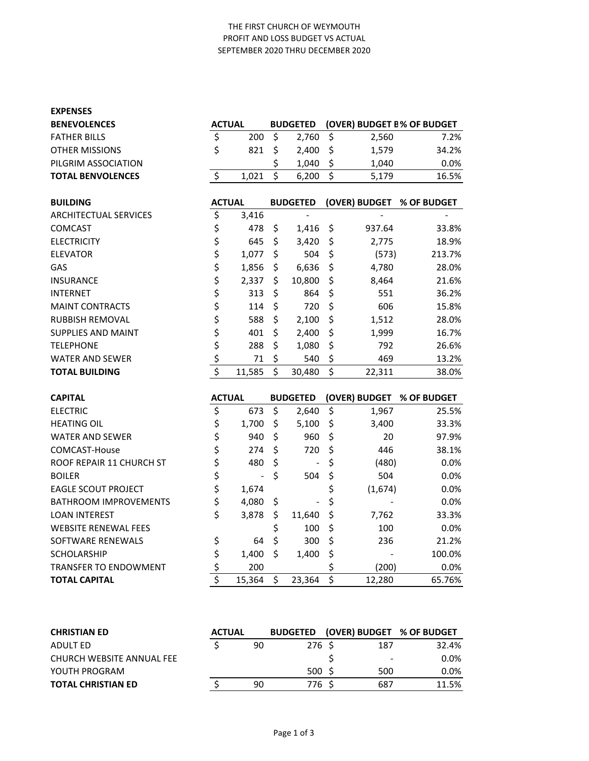THE FIRST CHURCH OF WEYMOUTH
PROFIT AND LOSS BUDGET VS ACTUAL
SEPTEMBER 2020 THRU DECEMBER 2020

**EXPENSES**

| **BENEVOLENCES** | **ACTUAL** | **BUDGETED** | **(OVER) BUDGET B** | **% OF BUDGET** |
|---|---|---|---|---|
| FATHER BILLS | $ 200 | $ 2,760 | $ 2,560 | 7.2% |
| OTHER MISSIONS | $ 821 | $ 2,400 | $ 1,579 | 34.2% |
| PILGRIM ASSOCIATION | | $ 1,040 | $ 1,040 | 0.0% |
| **TOTAL BENVOLENCES** | $ 1,021 | $ 6,200 | $ 5,179 | 16.5% |

| **BUILDING** | **ACTUAL** | **BUDGETED** | **(OVER) BUDGET** | **% OF BUDGET** |
|---|---|---|---|---|
| ARCHITECTUAL SERVICES | $ 3,416 | - | - | - |
| COMCAST | $ 478 | $ 1,416 | $ 937.64 | 33.8% |
| ELECTRICITY | $ 645 | $ 3,420 | $ 2,775 | 18.9% |
| ELEVATOR | $ 1,077 | $ 504 | $ (573) | 213.7% |
| GAS | $ 1,856 | $ 6,636 | $ 4,780 | 28.0% |
| INSURANCE | $ 2,337 | $ 10,800 | $ 8,464 | 21.6% |
| INTERNET | $ 313 | $ 864 | $ 551 | 36.2% |
| MAINT CONTRACTS | $ 114 | $ 720 | $ 606 | 15.8% |
| RUBBISH REMOVAL | $ 588 | $ 2,100 | $ 1,512 | 28.0% |
| SUPPLIES AND MAINT | $ 401 | $ 2,400 | $ 1,999 | 16.7% |
| TELEPHONE | $ 288 | $ 1,080 | $ 792 | 26.6% |
| WATER AND SEWER | $ 71 | $ 540 | $ 469 | 13.2% |
| **TOTAL BUILDING** | $ 11,585 | $ 30,480 | $ 22,311 | 38.0% |

| **CAPITAL** | **ACTUAL** | **BUDGETED** | **(OVER) BUDGET** | **% OF BUDGET** |
|---|---|---|---|---|
| ELECTRIC | $ 673 | $ 2,640 | $ 1,967 | 25.5% |
| HEATING OIL | $ 1,700 | $ 5,100 | $ 3,400 | 33.3% |
| WATER AND SEWER | $ 940 | $ 960 | $ 20 | 97.9% |
| COMCAST-House | $ 274 | $ 720 | $ 446 | 38.1% |
| ROOF REPAIR 11 CHURCH ST | $ 480 | $ - | $ (480) | 0.0% |
| BOILER | $ - | $ 504 | $ 504 | 0.0% |
| EAGLE SCOUT PROJECT | $ 1,674 | | $ (1,674) | 0.0% |
| BATHROOM IMPROVEMENTS | $ 4,080 | $ - | $ - | 0.0% |
| LOAN INTEREST | $ 3,878 | $ 11,640 | $ 7,762 | 33.3% |
| WEBSITE RENEWAL FEES | | $ 100 | $ 100 | 0.0% |
| SOFTWARE RENEWALS | $ 64 | $ 300 | $ 236 | 21.2% |
| SCHOLARSHIP | $ 1,400 | $ 1,400 | $ - | 100.0% |
| TRANSFER TO ENDOWMENT | $ 200 | | $ (200) | 0.0% |
| **TOTAL CAPITAL** | $ 15,364 | $ 23,364 | $ 12,280 | 65.76% |

| **CHRISTIAN ED** | **ACTUAL** | **BUDGETED** | **(OVER) BUDGET** | **% OF BUDGET** |
|---|---|---|---|---|
| ADULT ED | $ 90 | 276 | $ 187 | 32.4% |
| CHURCH WEBSITE ANNUAL FEE | | | $ - | 0.0% |
| YOUTH PROGRAM | | 500 | $ 500 | 0.0% |
| **TOTAL CHRISTIAN ED** | $ 90 | 776 | $ 687 | 11.5% |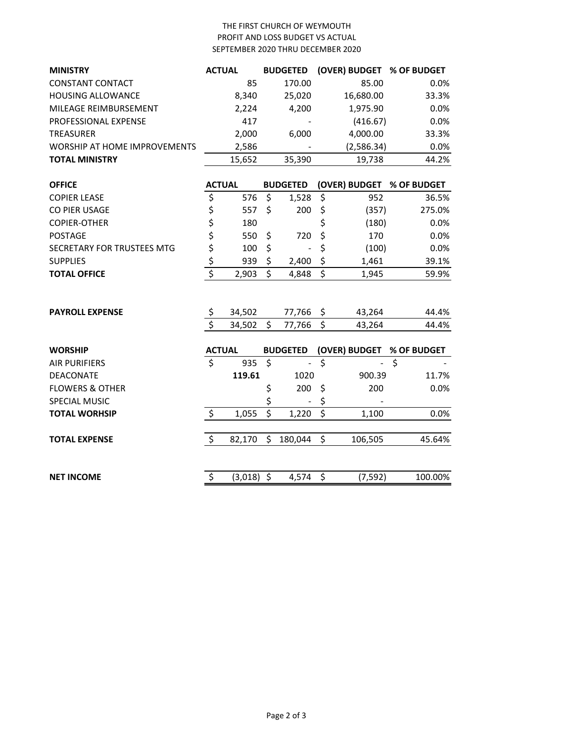THE FIRST CHURCH OF WEYMOUTH
PROFIT AND LOSS BUDGET VS ACTUAL
SEPTEMBER 2020 THRU DECEMBER 2020

| **MINISTRY** | **ACTUAL** | **BUDGETED** | **(OVER) BUDGET** | **% OF BUDGET** |
|---|---|---|---|---|
| CONSTANT CONTACT | 85 | 170.00 | 85.00 | 0.0% |
| HOUSING ALLOWANCE | 8,340 | 25,020 | 16,680.00 | 33.3% |
| MILEAGE REIMBURSEMENT | 2,224 | 4,200 | 1,975.90 | 0.0% |
| PROFESSIONAL EXPENSE | 417 | - | (416.67) | 0.0% |
| TREASURER | 2,000 | 6,000 | 4,000.00 | 33.3% |
| WORSHIP AT HOME IMPROVEMENTS | 2,586 | - | (2,586.34) | 0.0% |
| **TOTAL MINISTRY** | 15,652 | 35,390 | 19,738 | 44.2% |

| **OFFICE** | **ACTUAL** | **BUDGETED** | **(OVER) BUDGET** | **% OF BUDGET** |
|---|---|---|---|---|
| COPIER LEASE | $ 576 | $ 1,528 | $ 952 | 36.5% |
| CO PIER USAGE | $ 557 | $ 200 | $ (357) | 275.0% |
| COPIER-OTHER | $ 180 | | $ (180) | 0.0% |
| POSTAGE | $ 550 | $ 720 | $ 170 | 0.0% |
| SECRETARY FOR TRUSTEES MTG | $ 100 | $ - | $ (100) | 0.0% |
| SUPPLIES | $ 939 | $ 2,400 | $ 1,461 | 39.1% |
| **TOTAL OFFICE** | $ 2,903 | $ 4,848 | $ 1,945 | 59.9% |

| | | | | |
|---|---|---|---|---|
| **PAYROLL EXPENSE** | $ 34,502 | 77,766 | $ 43,264 | 44.4% |
| | $ 34,502 | $ 77,766 | $ 43,264 | 44.4% |

| **WORSHIP** | **ACTUAL** | **BUDGETED** | **(OVER) BUDGET** | **% OF BUDGET** |
|---|---|---|---|---|
| AIR PURIFIERS | $ 935 | $ - | $ - | $ - |
| DEACONATE | **119.61** | 1020 | 900.39 | 11.7% |
| FLOWERS & OTHER | | $ 200 | $ 200 | 0.0% |
| SPECIAL MUSIC | | $ - | $ - | |
| **TOTAL WORHSIP** | $ 1,055 | $ 1,220 | $ 1,100 | 0.0% |

| | | | | |
|---|---|---|---|---|
| **TOTAL EXPENSE** | $ 82,170 | $ 180,044 | $ 106,505 | 45.64% |
| **NET INCOME** | $ (3,018) | $ 4,574 | $ (7,592) | 100.00% |